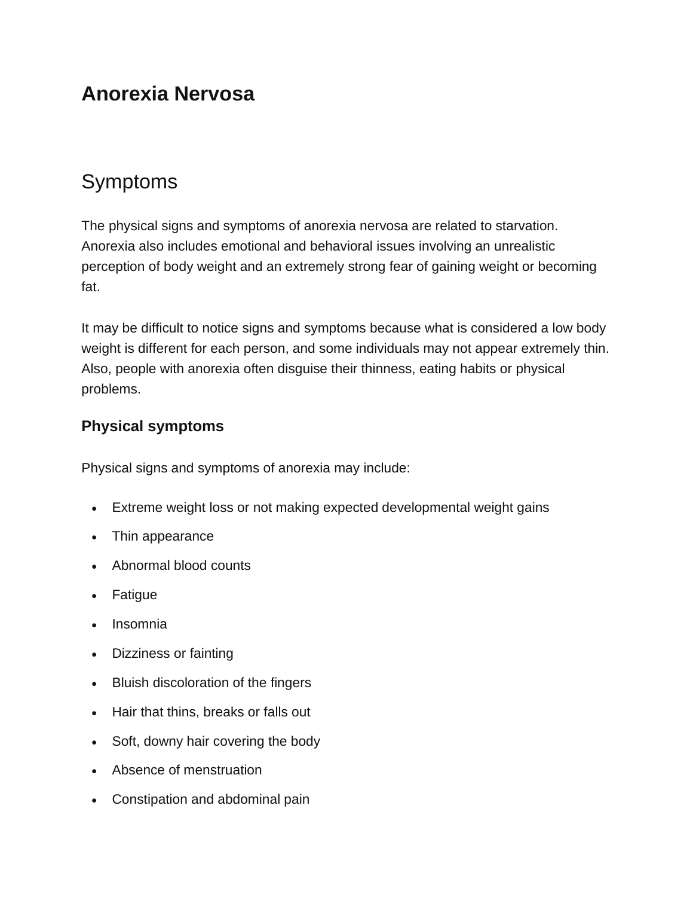# Anorexia Nervosa

## Symptoms

The physical signs and symptoms of anorexia nervosa are related to starvation. Anorexia also includes emotional and behavioral issues involving an unrealistic perception of body weight and an extremely strong fear of gaining weight or becoming fat.

It may be difficult to notice signs and symptoms because what is considered a low body weight is different for each person, and some individuals may not appear extremely thin. Also, people with anorexia often disguise their thinness, eating habits or physical problems.

### Physical symptoms

Physical signs and symptoms of anorexia may include:

- Extreme weight loss or not making expected developmental weight gains
- Thin appearance
- Abnormal blood counts
- Fatigue
- Insomnia
- Dizziness or fainting
- Bluish discoloration of the fingers
- Hair that thins, breaks or falls out
- Soft, downy hair covering the body
- Absence of menstruation
- Constipation and abdominal pain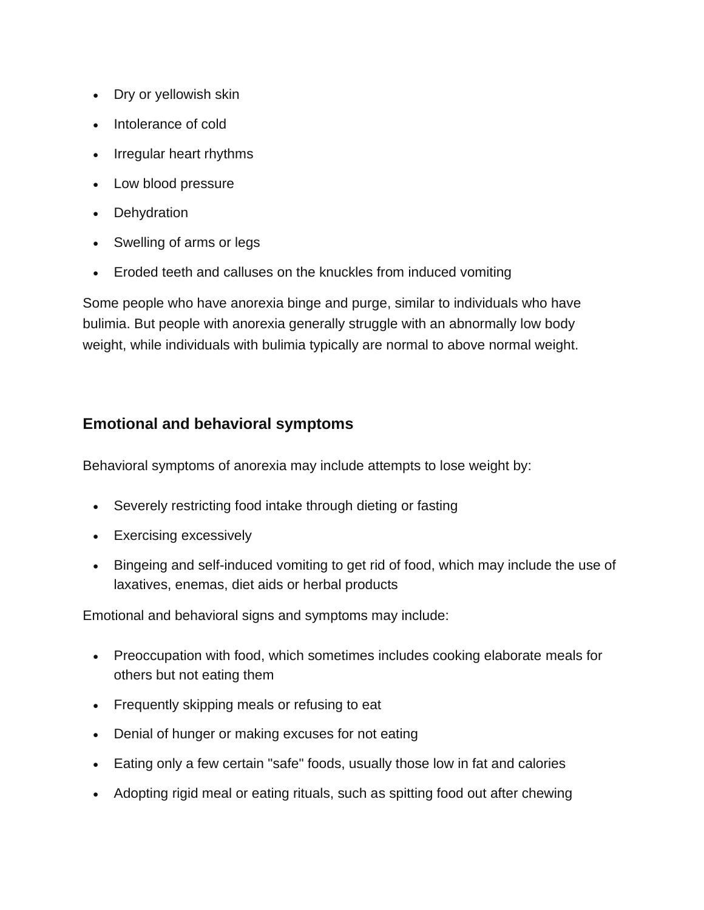- Dry or yellowish skin
- Intolerance of cold
- Irregular heart rhythms
- Low blood pressure
- Dehydration
- Swelling of arms or legs
- Eroded teeth and calluses on the knuckles from induced vomiting

Some people who have anorexia binge and purge, similar to individuals who have bulimia. But people with anorexia generally struggle with an abnormally low body weight, while individuals with bulimia typically are normal to above normal weight.

### Emotional and behavioral symptoms

Behavioral symptoms of anorexia may include attempts to lose weight by:

- Severely restricting food intake through dieting or fasting
- Exercising excessively
- Bingeing and self-induced vomiting to get rid of food, which may include the use of laxatives, enemas, diet aids or herbal products

Emotional and behavioral signs and symptoms may include:

- Preoccupation with food, which sometimes includes cooking elaborate meals for others but not eating them
- Frequently skipping meals or refusing to eat
- Denial of hunger or making excuses for not eating
- Eating only a few certain "safe" foods, usually those low in fat and calories
- Adopting rigid meal or eating rituals, such as spitting food out after chewing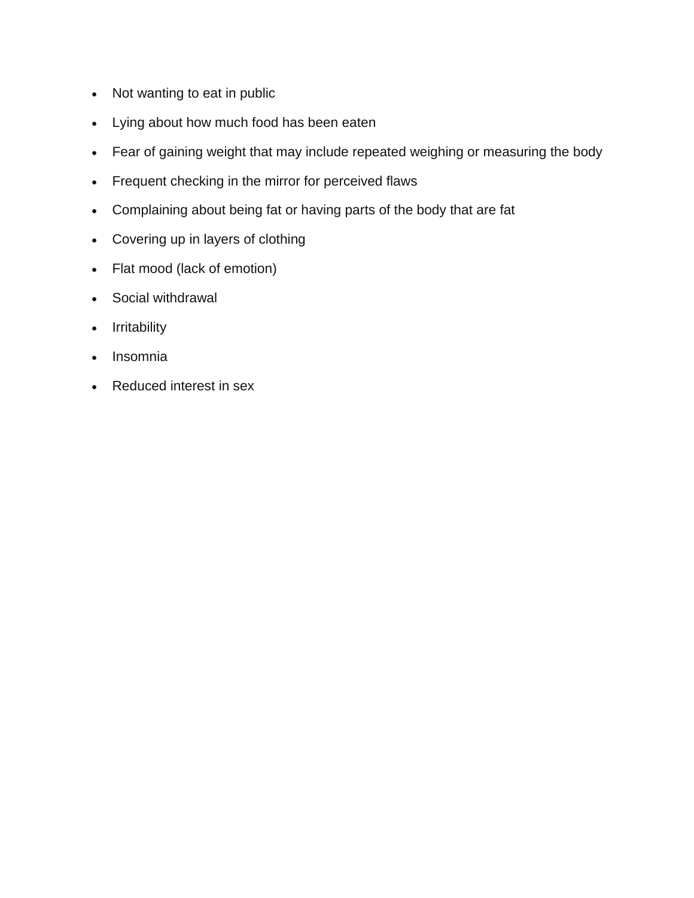- Not wanting to eat in public
- Lying about how much food has been eaten
- Fear of gaining weight that may include repeated weighing or measuring the body
- Frequent checking in the mirror for perceived flaws
- Complaining about being fat or having parts of the body that are fat
- Covering up in layers of clothing
- Flat mood (lack of emotion)
- Social withdrawal
- Irritability
- Insomnia
- Reduced interest in sex